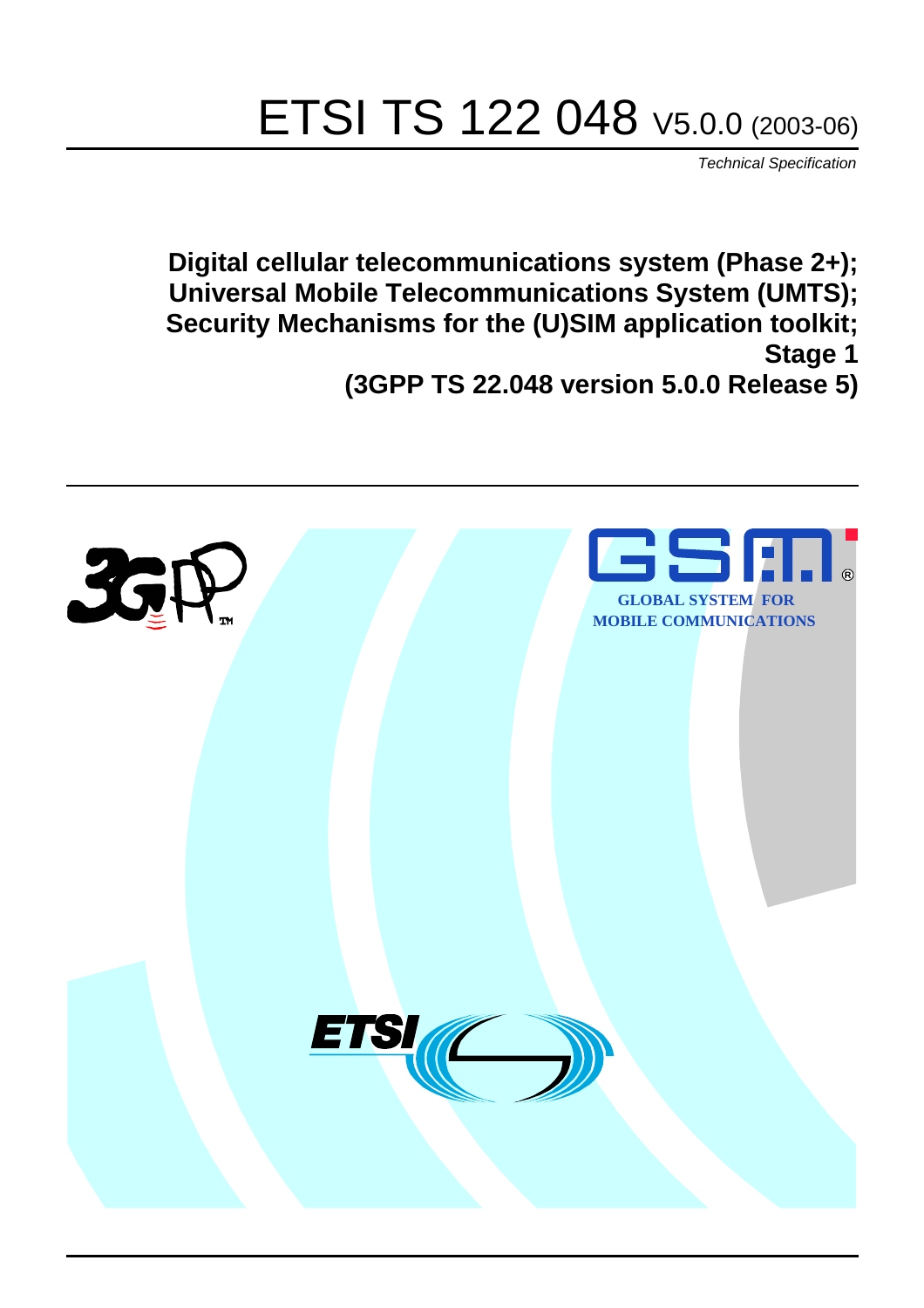# ETSI TS 122 048 V5.0.0 (2003-06)

*Technical Specification*

**Digital cellular telecommunications system (Phase 2+);
Universal Mobile Telecommunications System (UMTS);
Security Mechanisms for the (U)SIM application toolkit;
Stage 1
(3GPP TS 22.048 version 5.0.0 Release 5)**

GLOBAL SYSTEM FOR MOBILE COMMUNICATIONS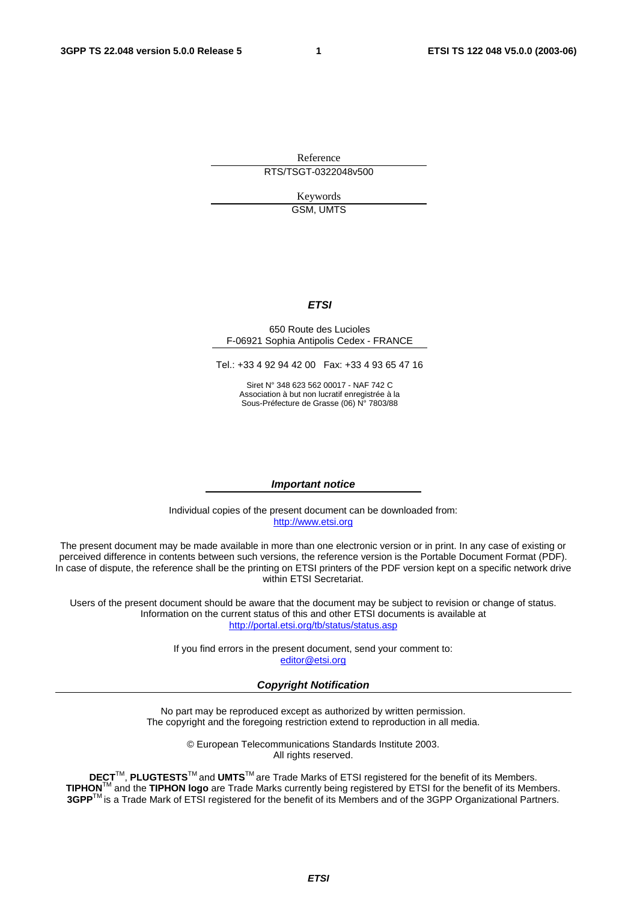Reference

RTS/TSGT-0322048v500

Keywords

GSM, UMTS

***ETSI***

650 Route des Lucioles
F-06921 Sophia Antipolis Cedex - FRANCE

Tel.: +33 4 92 94 42 00 Fax: +33 4 93 65 47 16

Siret N° 348 623 562 00017 - NAF 742 C
Association à but non lucratif enregistrée à la
Sous-Préfecture de Grasse (06) N° 7803/88

***Important notice***

Individual copies of the present document can be downloaded from:
http://www.etsi.org

The present document may be made available in more than one electronic version or in print. In any case of existing or perceived difference in contents between such versions, the reference version is the Portable Document Format (PDF). In case of dispute, the reference shall be the printing on ETSI printers of the PDF version kept on a specific network drive within ETSI Secretariat.

Users of the present document should be aware that the document may be subject to revision or change of status. Information on the current status of this and other ETSI documents is available at
http://portal.etsi.org/tb/status/status.asp

If you find errors in the present document, send your comment to:
editor@etsi.org

***Copyright Notification***

No part may be reproduced except as authorized by written permission.
The copyright and the foregoing restriction extend to reproduction in all media.

© European Telecommunications Standards Institute 2003.
All rights reserved.

**DECT**TM, **PLUGTESTS**TM and **UMTS**TM are Trade Marks of ETSI registered for the benefit of its Members.
**TIPHON**TM and the **TIPHON logo** are Trade Marks currently being registered by ETSI for the benefit of its Members.
**3GPP**TM is a Trade Mark of ETSI registered for the benefit of its Members and of the 3GPP Organizational Partners.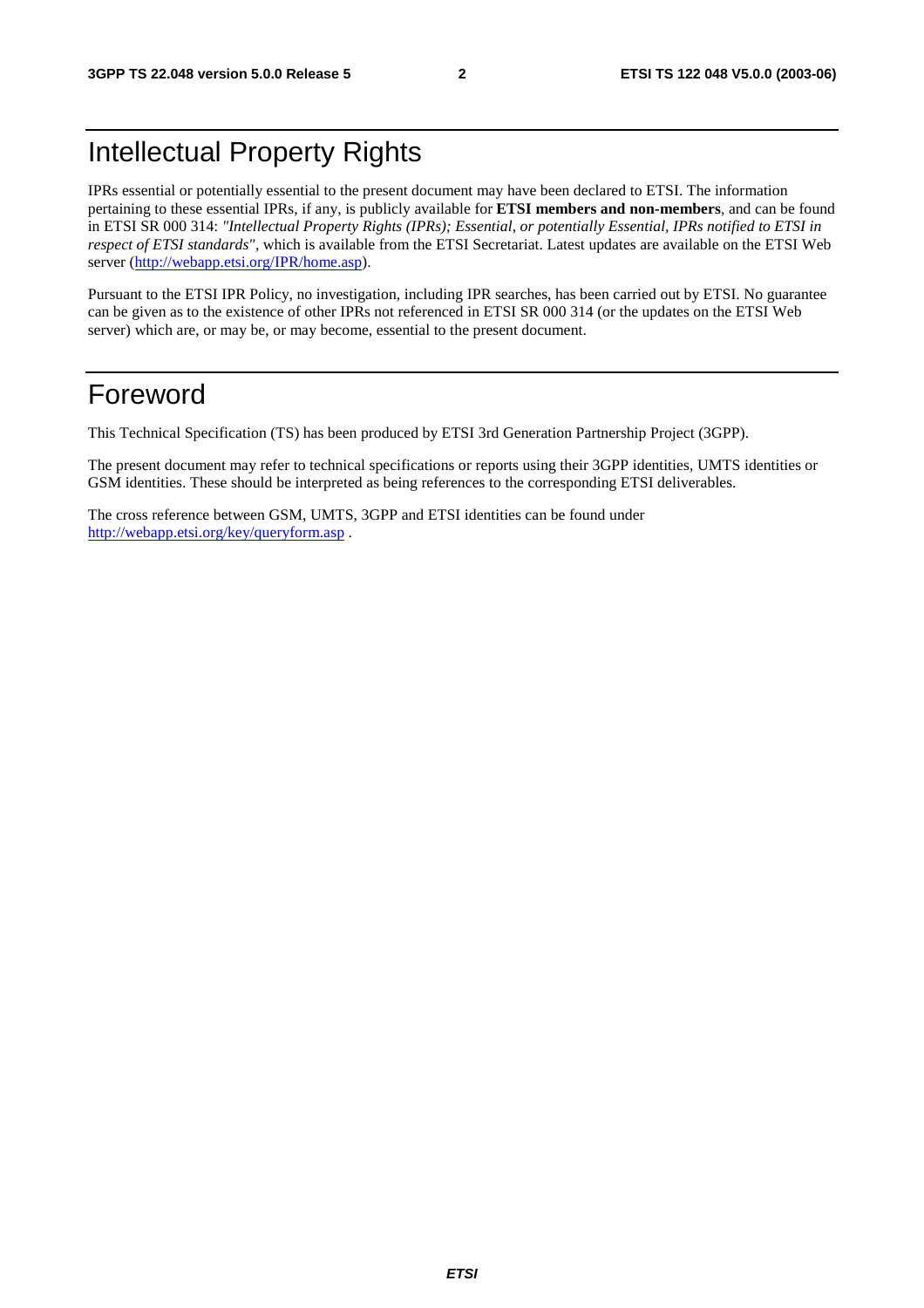# Intellectual Property Rights

IPRs essential or potentially essential to the present document may have been declared to ETSI. The information pertaining to these essential IPRs, if any, is publicly available for **ETSI members and non-members**, and can be found in ETSI SR 000 314: *"Intellectual Property Rights (IPRs); Essential, or potentially Essential, IPRs notified to ETSI in respect of ETSI standards"*, which is available from the ETSI Secretariat. Latest updates are available on the ETSI Web server (http://webapp.etsi.org/IPR/home.asp).

Pursuant to the ETSI IPR Policy, no investigation, including IPR searches, has been carried out by ETSI. No guarantee can be given as to the existence of other IPRs not referenced in ETSI SR 000 314 (or the updates on the ETSI Web server) which are, or may be, or may become, essential to the present document.

# Foreword

This Technical Specification (TS) has been produced by ETSI 3rd Generation Partnership Project (3GPP).

The present document may refer to technical specifications or reports using their 3GPP identities, UMTS identities or GSM identities. These should be interpreted as being references to the corresponding ETSI deliverables.

The cross reference between GSM, UMTS, 3GPP and ETSI identities can be found under http://webapp.etsi.org/key/queryform.asp .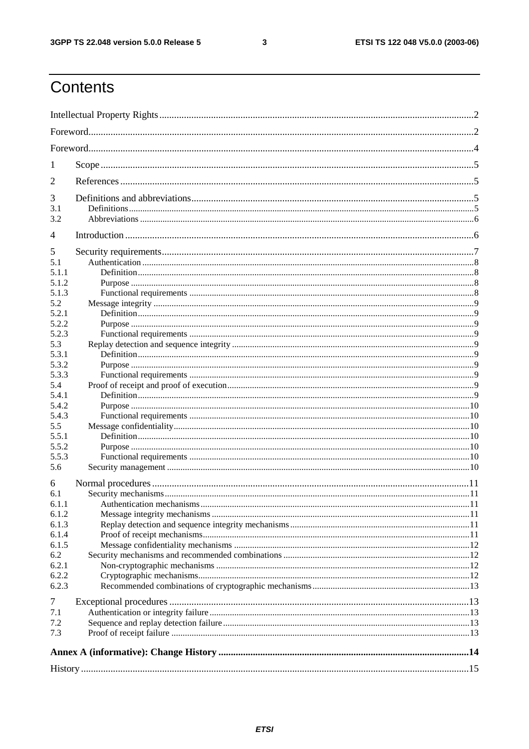# Contents

Intellectual Property Rights ....................................................................................................................................2

Foreword....................................................................................................................................................................2

Foreword....................................................................................................................................................................4

1 Scope ......................................................................................................................................................................5

2 References ..............................................................................................................................................................5

3 Definitions and abbreviations..................................................................................................................................5
3.1 Definitions.............................................................................................................................................................5
3.2 Abbreviations ........................................................................................................................................................6

4 Introduction ............................................................................................................................................................6

5 Security requirements..............................................................................................................................................7
5.1 Authentication .......................................................................................................................................................8
5.1.1 Definition............................................................................................................................................................8
5.1.2 Purpose ...............................................................................................................................................................8
5.1.3 Functional requirements .....................................................................................................................................8
5.2 Message integrity ..................................................................................................................................................9
5.2.1 Definition............................................................................................................................................................9
5.2.2 Purpose ...............................................................................................................................................................9
5.2.3 Functional requirements .....................................................................................................................................9
5.3 Replay detection and sequence integrity ...............................................................................................................9
5.3.1 Definition............................................................................................................................................................9
5.3.2 Purpose ...............................................................................................................................................................9
5.3.3 Functional requirements .....................................................................................................................................9
5.4 Proof of receipt and proof of execution.................................................................................................................9
5.4.1 Definition............................................................................................................................................................9
5.4.2 Purpose .............................................................................................................................................................10
5.4.3 Functional requirements ...................................................................................................................................10
5.5 Message confidentiality.......................................................................................................................................10
5.5.1 Definition..........................................................................................................................................................10
5.5.2 Purpose .............................................................................................................................................................10
5.5.3 Functional requirements ...................................................................................................................................10
5.6 Security management ..........................................................................................................................................10

6 Normal procedures ................................................................................................................................................11
6.1 Security mechanisms...........................................................................................................................................11
6.1.1 Authentication mechanisms..............................................................................................................................11
6.1.2 Message integrity mechanisms .........................................................................................................................11
6.1.3 Replay detection and sequence integrity mechanisms ......................................................................................11
6.1.4 Proof of receipt mechanisms.............................................................................................................................11
6.1.5 Message confidentiality mechanisms ...............................................................................................................12
6.2 Security mechanisms and recommended combinations ......................................................................................12
6.2.1 Non-cryptographic mechanisms .......................................................................................................................12
6.2.2 Cryptographic mechanisms...............................................................................................................................12
6.2.3 Recommended combinations of cryptographic mechanisms.............................................................................13

7 Exceptional procedures ..........................................................................................................................................13
7.1 Authentication or integrity failure .......................................................................................................................13
7.2 Sequence and replay detection failure.................................................................................................................13
7.3 Proof of receipt failure ........................................................................................................................................13

**Annex A (informative): Change History ..............................................................................................................14**

History .....................................................................................................................................................................15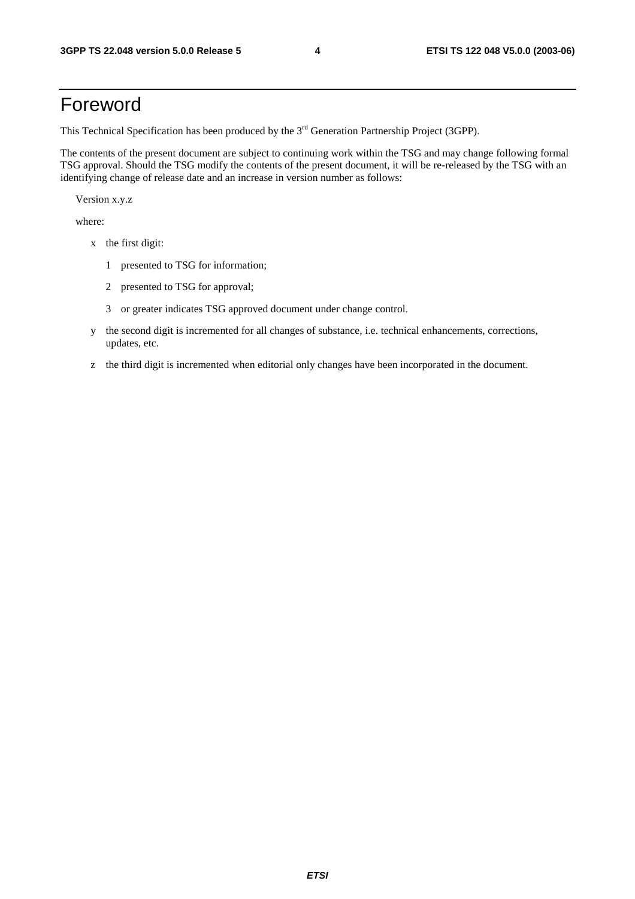# Foreword

This Technical Specification has been produced by the 3rd Generation Partnership Project (3GPP).

The contents of the present document are subject to continuing work within the TSG and may change following formal TSG approval. Should the TSG modify the contents of the present document, it will be re-released by the TSG with an identifying change of release date and an increase in version number as follows:

Version x.y.z

where:

- x the first digit:
  - 1 presented to TSG for information;
  - 2 presented to TSG for approval;
  - 3 or greater indicates TSG approved document under change control.
- y the second digit is incremented for all changes of substance, i.e. technical enhancements, corrections, updates, etc.
- z the third digit is incremented when editorial only changes have been incorporated in the document.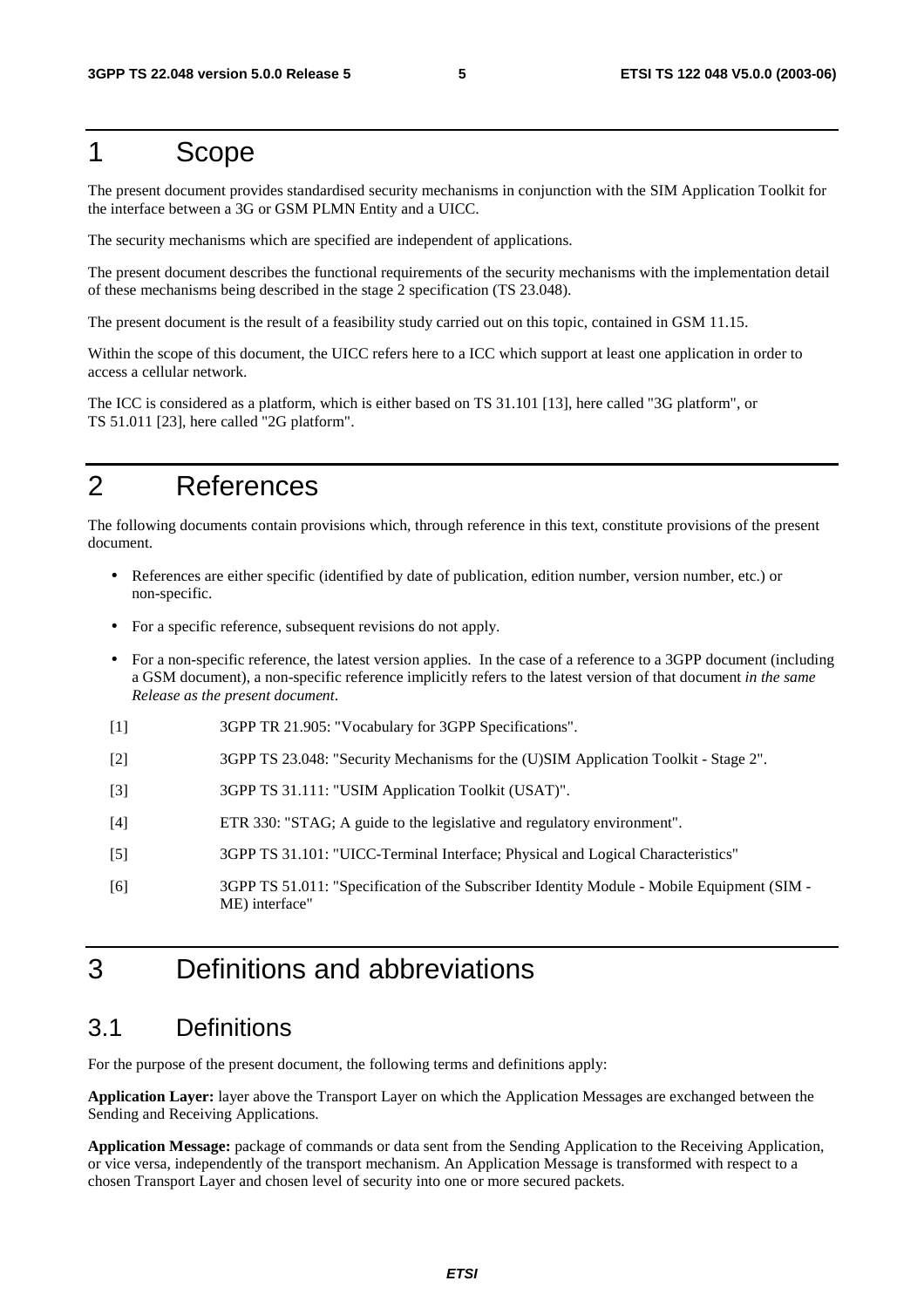# 1 Scope

The present document provides standardised security mechanisms in conjunction with the SIM Application Toolkit for the interface between a 3G or GSM PLMN Entity and a UICC.

The security mechanisms which are specified are independent of applications.

The present document describes the functional requirements of the security mechanisms with the implementation detail of these mechanisms being described in the stage 2 specification (TS 23.048).

The present document is the result of a feasibility study carried out on this topic, contained in GSM 11.15.

Within the scope of this document, the UICC refers here to a ICC which support at least one application in order to access a cellular network.

The ICC is considered as a platform, which is either based on TS 31.101 [13], here called "3G platform", or TS 51.011 [23], here called "2G platform".

# 2 References

The following documents contain provisions which, through reference in this text, constitute provisions of the present document.

- References are either specific (identified by date of publication, edition number, version number, etc.) or non-specific.
- For a specific reference, subsequent revisions do not apply.
- For a non-specific reference, the latest version applies. In the case of a reference to a 3GPP document (including a GSM document), a non-specific reference implicitly refers to the latest version of that document *in the same Release as the present document*.

[1] 3GPP TR 21.905: "Vocabulary for 3GPP Specifications".

[2] 3GPP TS 23.048: "Security Mechanisms for the (U)SIM Application Toolkit - Stage 2".

[3] 3GPP TS 31.111: "USIM Application Toolkit (USAT)".

[4] ETR 330: "STAG; A guide to the legislative and regulatory environment".

[5] 3GPP TS 31.101: "UICC-Terminal Interface; Physical and Logical Characteristics"

[6] 3GPP TS 51.011: "Specification of the Subscriber Identity Module - Mobile Equipment (SIM - ME) interface"

# 3 Definitions and abbreviations

## 3.1 Definitions

For the purpose of the present document, the following terms and definitions apply:

**Application Layer:** layer above the Transport Layer on which the Application Messages are exchanged between the Sending and Receiving Applications.

**Application Message:** package of commands or data sent from the Sending Application to the Receiving Application, or vice versa, independently of the transport mechanism. An Application Message is transformed with respect to a chosen Transport Layer and chosen level of security into one or more secured packets.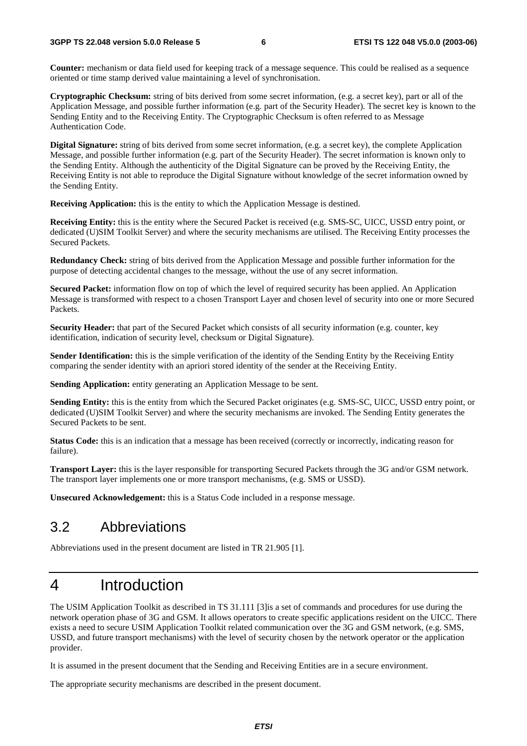**Counter:** mechanism or data field used for keeping track of a message sequence. This could be realised as a sequence oriented or time stamp derived value maintaining a level of synchronisation.

**Cryptographic Checksum:** string of bits derived from some secret information, (e.g. a secret key), part or all of the Application Message, and possible further information (e.g. part of the Security Header). The secret key is known to the Sending Entity and to the Receiving Entity. The Cryptographic Checksum is often referred to as Message Authentication Code.

**Digital Signature:** string of bits derived from some secret information, (e.g. a secret key), the complete Application Message, and possible further information (e.g. part of the Security Header). The secret information is known only to the Sending Entity. Although the authenticity of the Digital Signature can be proved by the Receiving Entity, the Receiving Entity is not able to reproduce the Digital Signature without knowledge of the secret information owned by the Sending Entity.

**Receiving Application:** this is the entity to which the Application Message is destined.

**Receiving Entity:** this is the entity where the Secured Packet is received (e.g. SMS-SC, UICC, USSD entry point, or dedicated (U)SIM Toolkit Server) and where the security mechanisms are utilised. The Receiving Entity processes the Secured Packets.

**Redundancy Check:** string of bits derived from the Application Message and possible further information for the purpose of detecting accidental changes to the message, without the use of any secret information.

**Secured Packet:** information flow on top of which the level of required security has been applied. An Application Message is transformed with respect to a chosen Transport Layer and chosen level of security into one or more Secured Packets.

**Security Header:** that part of the Secured Packet which consists of all security information (e.g. counter, key identification, indication of security level, checksum or Digital Signature).

**Sender Identification:** this is the simple verification of the identity of the Sending Entity by the Receiving Entity comparing the sender identity with an apriori stored identity of the sender at the Receiving Entity.

**Sending Application:** entity generating an Application Message to be sent.

**Sending Entity:** this is the entity from which the Secured Packet originates (e.g. SMS-SC, UICC, USSD entry point, or dedicated (U)SIM Toolkit Server) and where the security mechanisms are invoked. The Sending Entity generates the Secured Packets to be sent.

**Status Code:** this is an indication that a message has been received (correctly or incorrectly, indicating reason for failure).

**Transport Layer:** this is the layer responsible for transporting Secured Packets through the 3G and/or GSM network. The transport layer implements one or more transport mechanisms, (e.g. SMS or USSD).

**Unsecured Acknowledgement:** this is a Status Code included in a response message.

## 3.2 Abbreviations

Abbreviations used in the present document are listed in TR 21.905 [1].

# 4 Introduction

The USIM Application Toolkit as described in TS 31.111 [3]is a set of commands and procedures for use during the network operation phase of 3G and GSM. It allows operators to create specific applications resident on the UICC. There exists a need to secure USIM Application Toolkit related communication over the 3G and GSM network, (e.g. SMS, USSD, and future transport mechanisms) with the level of security chosen by the network operator or the application provider.

It is assumed in the present document that the Sending and Receiving Entities are in a secure environment.

The appropriate security mechanisms are described in the present document.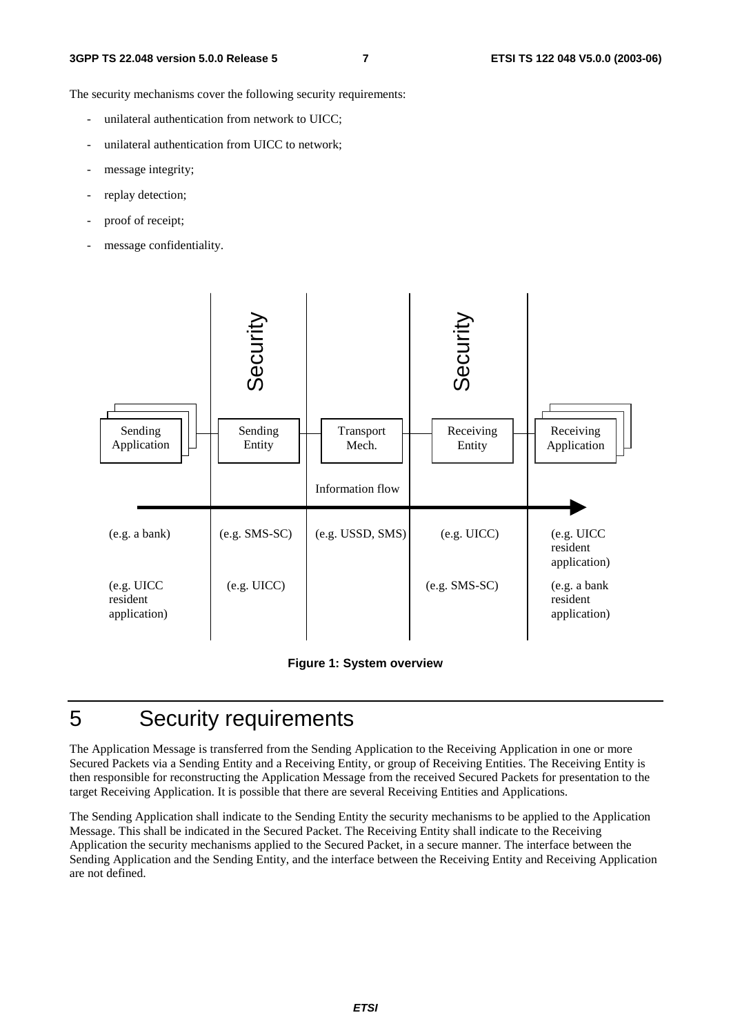The security mechanisms cover the following security requirements:

- unilateral authentication from network to UICC;
- unilateral authentication from UICC to network;
- message integrity;
- replay detection;
- proof of receipt;
- message confidentiality.

| | Security | | Security | |
|---|---|---|---|---|
| Sending Application | Sending Entity | Transport Mech. | Receiving Entity | Receiving Application |
| | | Information flow | | |
| (e.g. a bank) | (e.g. SMS-SC) | (e.g. USSD, SMS) | (e.g. UICC) | (e.g. UICC resident application) |
| (e.g. UICC resident application) | (e.g. UICC) | | (e.g. SMS-SC) | (e.g. a bank resident application) |

**Figure 1: System overview**

# 5 Security requirements

The Application Message is transferred from the Sending Application to the Receiving Application in one or more Secured Packets via a Sending Entity and a Receiving Entity, or group of Receiving Entities. The Receiving Entity is then responsible for reconstructing the Application Message from the received Secured Packets for presentation to the target Receiving Application. It is possible that there are several Receiving Entities and Applications.

The Sending Application shall indicate to the Sending Entity the security mechanisms to be applied to the Application Message. This shall be indicated in the Secured Packet. The Receiving Entity shall indicate to the Receiving Application the security mechanisms applied to the Secured Packet, in a secure manner. The interface between the Sending Application and the Sending Entity, and the interface between the Receiving Entity and Receiving Application are not defined.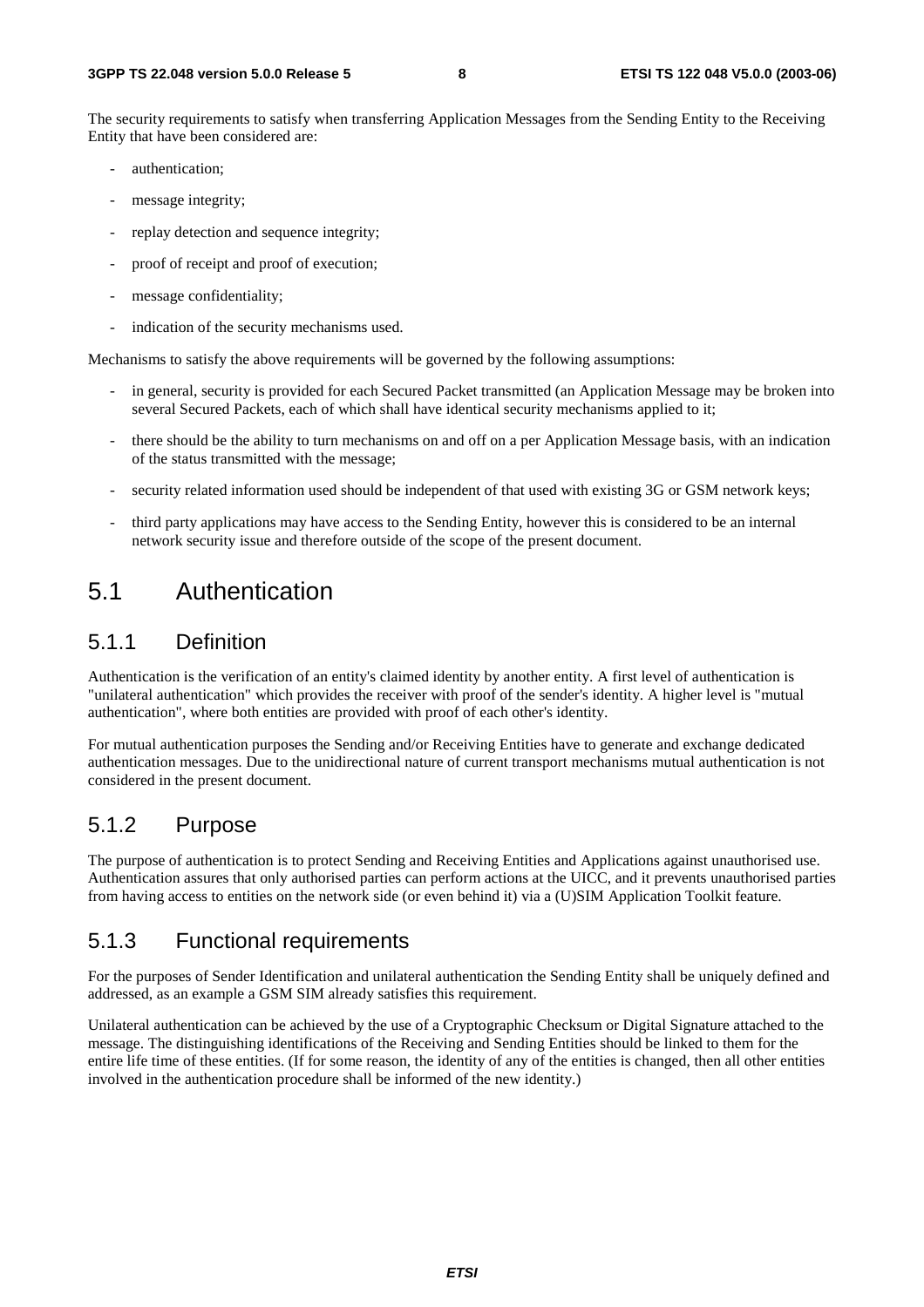The security requirements to satisfy when transferring Application Messages from the Sending Entity to the Receiving Entity that have been considered are:

- authentication;
- message integrity;
- replay detection and sequence integrity;
- proof of receipt and proof of execution;
- message confidentiality;
- indication of the security mechanisms used.

Mechanisms to satisfy the above requirements will be governed by the following assumptions:

- in general, security is provided for each Secured Packet transmitted (an Application Message may be broken into several Secured Packets, each of which shall have identical security mechanisms applied to it;
- there should be the ability to turn mechanisms on and off on a per Application Message basis, with an indication of the status transmitted with the message;
- security related information used should be independent of that used with existing 3G or GSM network keys;
- third party applications may have access to the Sending Entity, however this is considered to be an internal network security issue and therefore outside of the scope of the present document.

## 5.1 Authentication

### 5.1.1 Definition

Authentication is the verification of an entity's claimed identity by another entity. A first level of authentication is "unilateral authentication" which provides the receiver with proof of the sender's identity. A higher level is "mutual authentication", where both entities are provided with proof of each other's identity.

For mutual authentication purposes the Sending and/or Receiving Entities have to generate and exchange dedicated authentication messages. Due to the unidirectional nature of current transport mechanisms mutual authentication is not considered in the present document.

### 5.1.2 Purpose

The purpose of authentication is to protect Sending and Receiving Entities and Applications against unauthorised use. Authentication assures that only authorised parties can perform actions at the UICC, and it prevents unauthorised parties from having access to entities on the network side (or even behind it) via a (U)SIM Application Toolkit feature.

### 5.1.3 Functional requirements

For the purposes of Sender Identification and unilateral authentication the Sending Entity shall be uniquely defined and addressed, as an example a GSM SIM already satisfies this requirement.

Unilateral authentication can be achieved by the use of a Cryptographic Checksum or Digital Signature attached to the message. The distinguishing identifications of the Receiving and Sending Entities should be linked to them for the entire life time of these entities. (If for some reason, the identity of any of the entities is changed, then all other entities involved in the authentication procedure shall be informed of the new identity.)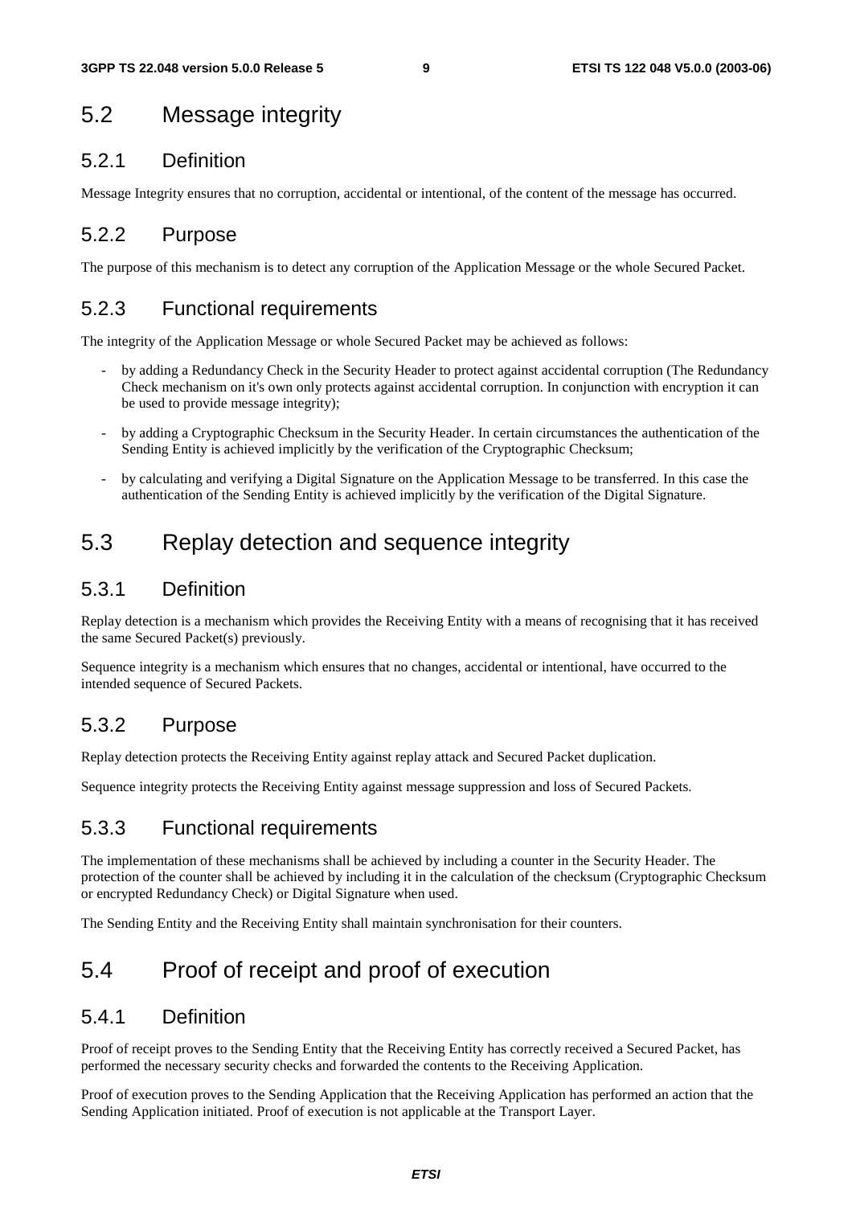## 5.2 Message integrity

### 5.2.1 Definition

Message Integrity ensures that no corruption, accidental or intentional, of the content of the message has occurred.

### 5.2.2 Purpose

The purpose of this mechanism is to detect any corruption of the Application Message or the whole Secured Packet.

### 5.2.3 Functional requirements

The integrity of the Application Message or whole Secured Packet may be achieved as follows:

- by adding a Redundancy Check in the Security Header to protect against accidental corruption (The Redundancy Check mechanism on it's own only protects against accidental corruption. In conjunction with encryption it can be used to provide message integrity);
- by adding a Cryptographic Checksum in the Security Header. In certain circumstances the authentication of the Sending Entity is achieved implicitly by the verification of the Cryptographic Checksum;
- by calculating and verifying a Digital Signature on the Application Message to be transferred. In this case the authentication of the Sending Entity is achieved implicitly by the verification of the Digital Signature.

## 5.3 Replay detection and sequence integrity

### 5.3.1 Definition

Replay detection is a mechanism which provides the Receiving Entity with a means of recognising that it has received the same Secured Packet(s) previously.

Sequence integrity is a mechanism which ensures that no changes, accidental or intentional, have occurred to the intended sequence of Secured Packets.

### 5.3.2 Purpose

Replay detection protects the Receiving Entity against replay attack and Secured Packet duplication.

Sequence integrity protects the Receiving Entity against message suppression and loss of Secured Packets.

### 5.3.3 Functional requirements

The implementation of these mechanisms shall be achieved by including a counter in the Security Header. The protection of the counter shall be achieved by including it in the calculation of the checksum (Cryptographic Checksum or encrypted Redundancy Check) or Digital Signature when used.

The Sending Entity and the Receiving Entity shall maintain synchronisation for their counters.

## 5.4 Proof of receipt and proof of execution

### 5.4.1 Definition

Proof of receipt proves to the Sending Entity that the Receiving Entity has correctly received a Secured Packet, has performed the necessary security checks and forwarded the contents to the Receiving Application.

Proof of execution proves to the Sending Application that the Receiving Application has performed an action that the Sending Application initiated. Proof of execution is not applicable at the Transport Layer.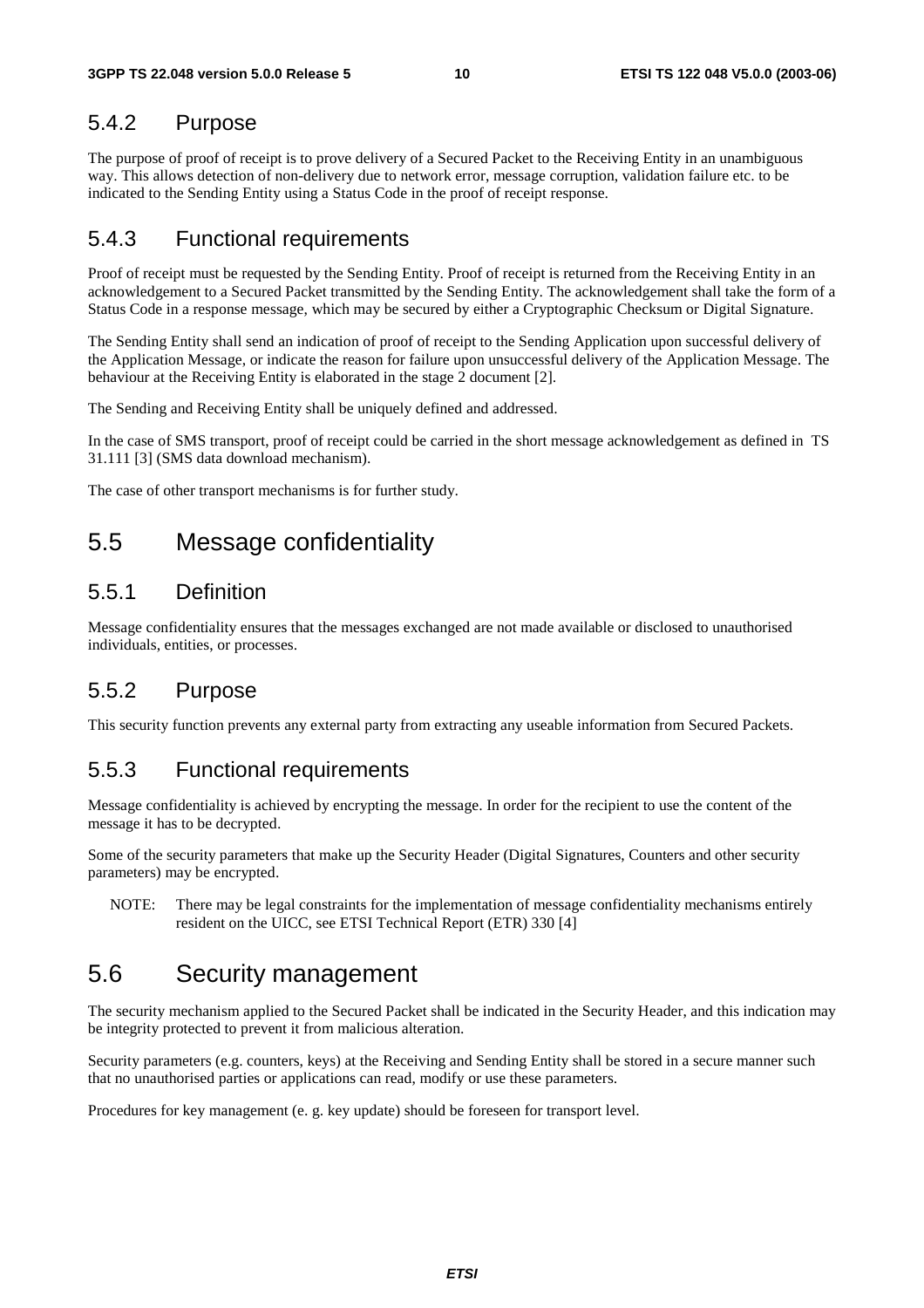### 5.4.2 Purpose

The purpose of proof of receipt is to prove delivery of a Secured Packet to the Receiving Entity in an unambiguous way. This allows detection of non-delivery due to network error, message corruption, validation failure etc. to be indicated to the Sending Entity using a Status Code in the proof of receipt response.

### 5.4.3 Functional requirements

Proof of receipt must be requested by the Sending Entity. Proof of receipt is returned from the Receiving Entity in an acknowledgement to a Secured Packet transmitted by the Sending Entity. The acknowledgement shall take the form of a Status Code in a response message, which may be secured by either a Cryptographic Checksum or Digital Signature.

The Sending Entity shall send an indication of proof of receipt to the Sending Application upon successful delivery of the Application Message, or indicate the reason for failure upon unsuccessful delivery of the Application Message. The behaviour at the Receiving Entity is elaborated in the stage 2 document [2].

The Sending and Receiving Entity shall be uniquely defined and addressed.

In the case of SMS transport, proof of receipt could be carried in the short message acknowledgement as defined in TS 31.111 [3] (SMS data download mechanism).

The case of other transport mechanisms is for further study.

## 5.5 Message confidentiality

### 5.5.1 Definition

Message confidentiality ensures that the messages exchanged are not made available or disclosed to unauthorised individuals, entities, or processes.

### 5.5.2 Purpose

This security function prevents any external party from extracting any useable information from Secured Packets.

### 5.5.3 Functional requirements

Message confidentiality is achieved by encrypting the message. In order for the recipient to use the content of the message it has to be decrypted.

Some of the security parameters that make up the Security Header (Digital Signatures, Counters and other security parameters) may be encrypted.

NOTE: There may be legal constraints for the implementation of message confidentiality mechanisms entirely resident on the UICC, see ETSI Technical Report (ETR) 330 [4]

## 5.6 Security management

The security mechanism applied to the Secured Packet shall be indicated in the Security Header, and this indication may be integrity protected to prevent it from malicious alteration.

Security parameters (e.g. counters, keys) at the Receiving and Sending Entity shall be stored in a secure manner such that no unauthorised parties or applications can read, modify or use these parameters.

Procedures for key management (e. g. key update) should be foreseen for transport level.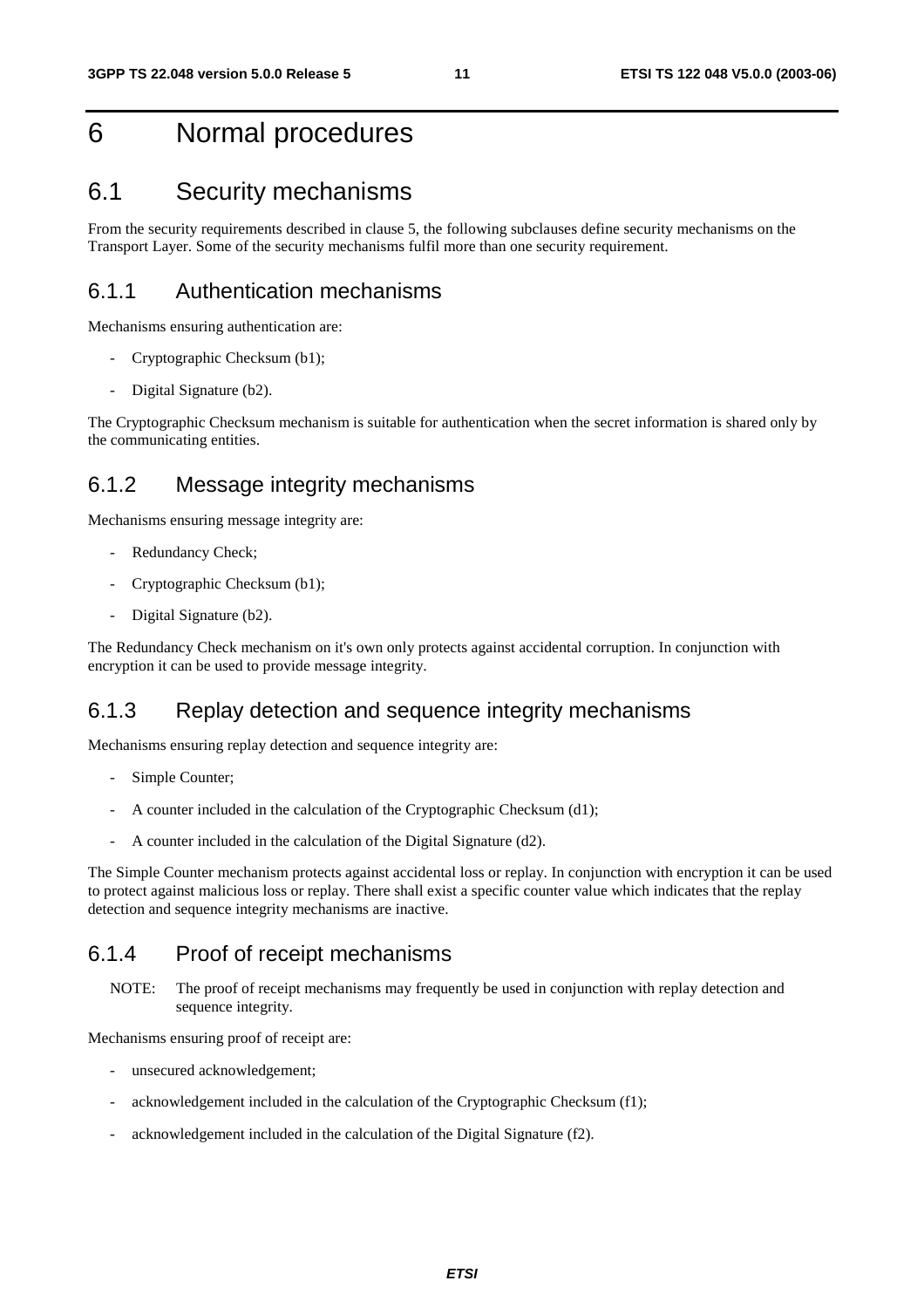# 6 Normal procedures

## 6.1 Security mechanisms

From the security requirements described in clause 5, the following subclauses define security mechanisms on the Transport Layer. Some of the security mechanisms fulfil more than one security requirement.

### 6.1.1 Authentication mechanisms

Mechanisms ensuring authentication are:

- Cryptographic Checksum (b1);
- Digital Signature (b2).

The Cryptographic Checksum mechanism is suitable for authentication when the secret information is shared only by the communicating entities.

### 6.1.2 Message integrity mechanisms

Mechanisms ensuring message integrity are:

- Redundancy Check;
- Cryptographic Checksum (b1);
- Digital Signature (b2).

The Redundancy Check mechanism on it's own only protects against accidental corruption. In conjunction with encryption it can be used to provide message integrity.

### 6.1.3 Replay detection and sequence integrity mechanisms

Mechanisms ensuring replay detection and sequence integrity are:

- Simple Counter;
- A counter included in the calculation of the Cryptographic Checksum (d1);
- A counter included in the calculation of the Digital Signature (d2).

The Simple Counter mechanism protects against accidental loss or replay. In conjunction with encryption it can be used to protect against malicious loss or replay. There shall exist a specific counter value which indicates that the replay detection and sequence integrity mechanisms are inactive.

### 6.1.4 Proof of receipt mechanisms

NOTE: The proof of receipt mechanisms may frequently be used in conjunction with replay detection and sequence integrity.

Mechanisms ensuring proof of receipt are:

- unsecured acknowledgement;
- acknowledgement included in the calculation of the Cryptographic Checksum (f1);
- acknowledgement included in the calculation of the Digital Signature (f2).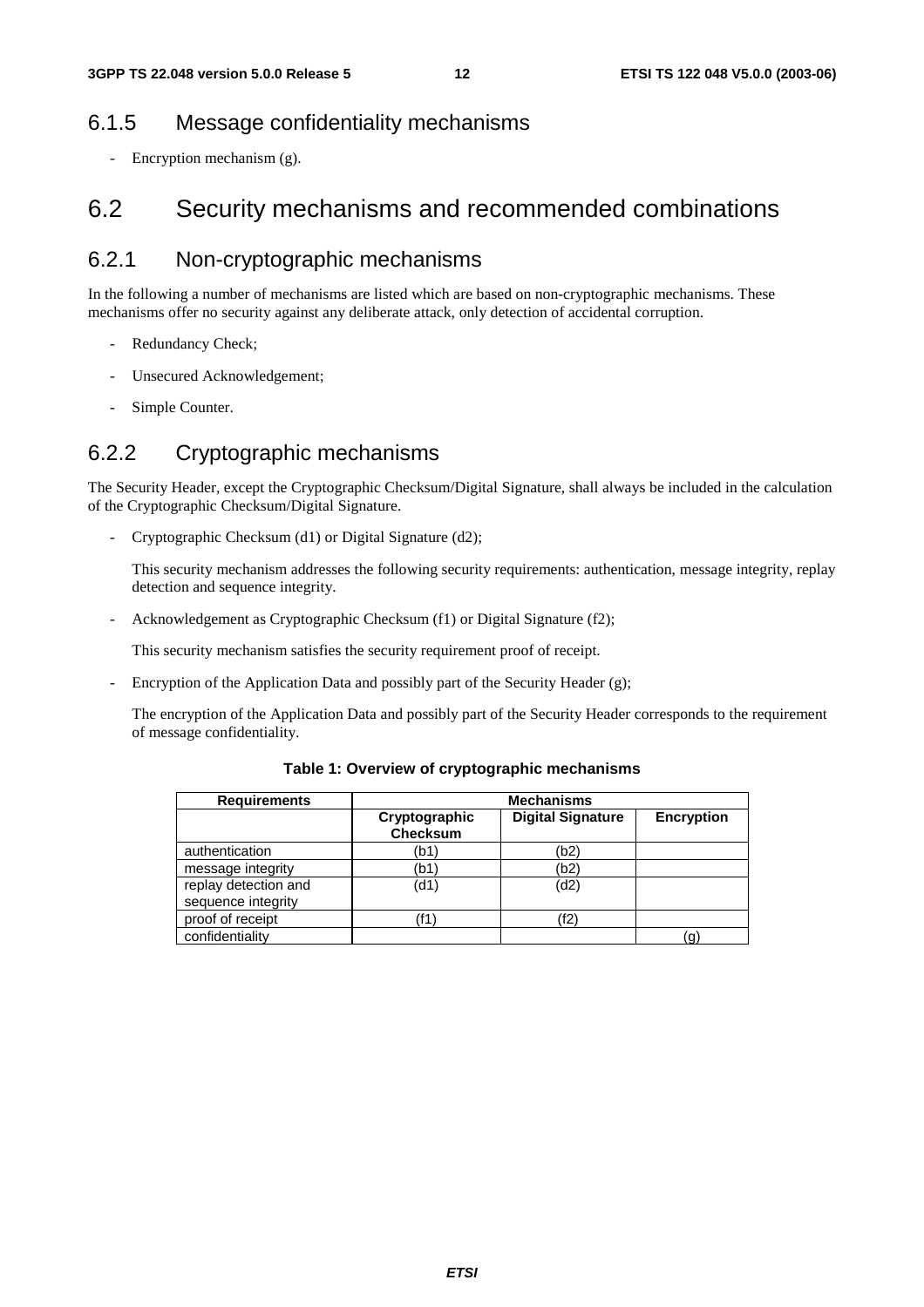### 6.1.5 Message confidentiality mechanisms

- Encryption mechanism (g).

## 6.2 Security mechanisms and recommended combinations

### 6.2.1 Non-cryptographic mechanisms

In the following a number of mechanisms are listed which are based on non-cryptographic mechanisms. These mechanisms offer no security against any deliberate attack, only detection of accidental corruption.

- Redundancy Check;
- Unsecured Acknowledgement;
- Simple Counter.

### 6.2.2 Cryptographic mechanisms

The Security Header, except the Cryptographic Checksum/Digital Signature, shall always be included in the calculation of the Cryptographic Checksum/Digital Signature.

- Cryptographic Checksum (d1) or Digital Signature (d2);

  This security mechanism addresses the following security requirements: authentication, message integrity, replay detection and sequence integrity.

- Acknowledgement as Cryptographic Checksum (f1) or Digital Signature (f2);

  This security mechanism satisfies the security requirement proof of receipt.

- Encryption of the Application Data and possibly part of the Security Header (g);

  The encryption of the Application Data and possibly part of the Security Header corresponds to the requirement of message confidentiality.

**Table 1: Overview of cryptographic mechanisms**

| Requirements | Mechanisms | | |
|---|---|---|---|
| | **Cryptographic Checksum** | **Digital Signature** | **Encryption** |
| authentication | (b1) | (b2) | |
| message integrity | (b1) | (b2) | |
| replay detection and sequence integrity | (d1) | (d2) | |
| proof of receipt | (f1) | (f2) | |
| confidentiality | | | (g) |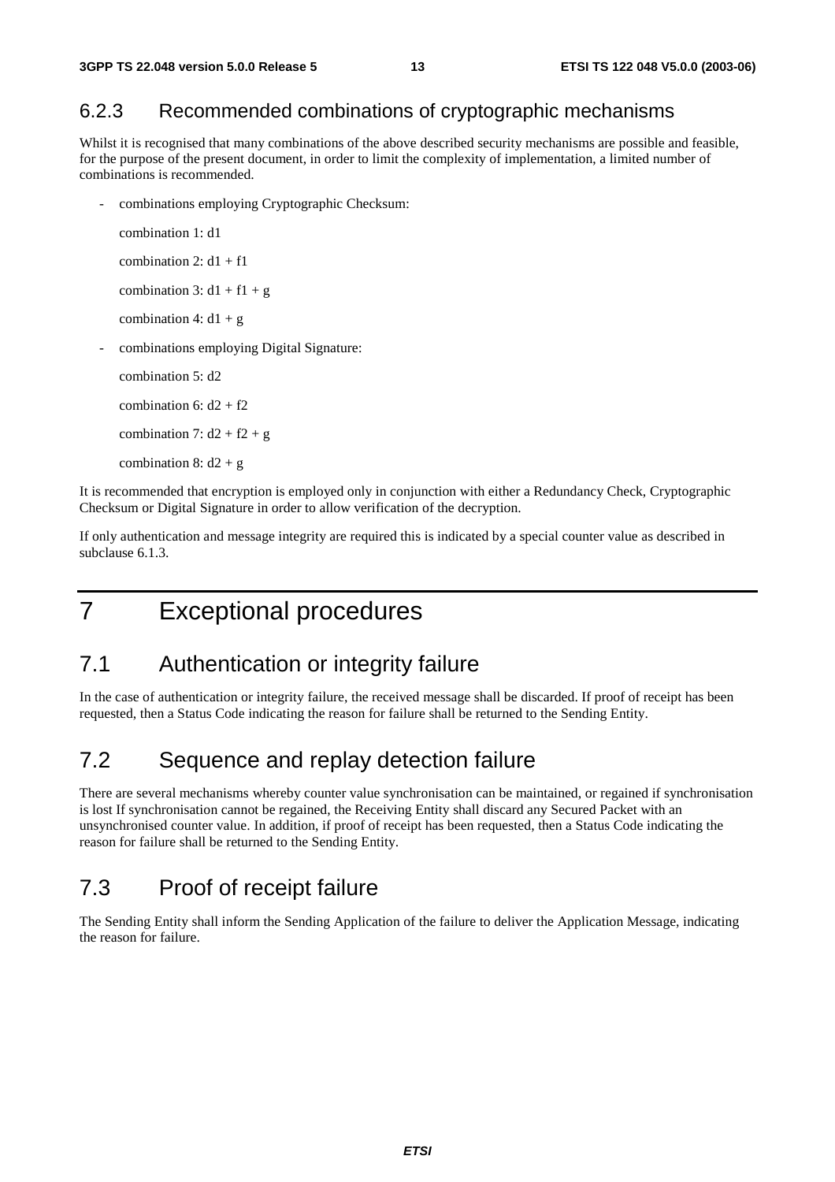### 6.2.3 Recommended combinations of cryptographic mechanisms

Whilst it is recognised that many combinations of the above described security mechanisms are possible and feasible, for the purpose of the present document, in order to limit the complexity of implementation, a limited number of combinations is recommended.

- combinations employing Cryptographic Checksum:

  combination 1: d1

  combination 2: d1 + f1

  combination 3: d1 + f1 + g

  combination 4: d1 + g

- combinations employing Digital Signature:

  combination 5: d2

  combination 6: d2 + f2

  combination 7: d2 + f2 + g

  combination 8: d2 + g

It is recommended that encryption is employed only in conjunction with either a Redundancy Check, Cryptographic Checksum or Digital Signature in order to allow verification of the decryption.

If only authentication and message integrity are required this is indicated by a special counter value as described in subclause 6.1.3.

# 7 Exceptional procedures

## 7.1 Authentication or integrity failure

In the case of authentication or integrity failure, the received message shall be discarded. If proof of receipt has been requested, then a Status Code indicating the reason for failure shall be returned to the Sending Entity.

## 7.2 Sequence and replay detection failure

There are several mechanisms whereby counter value synchronisation can be maintained, or regained if synchronisation is lost If synchronisation cannot be regained, the Receiving Entity shall discard any Secured Packet with an unsynchronised counter value. In addition, if proof of receipt has been requested, then a Status Code indicating the reason for failure shall be returned to the Sending Entity.

## 7.3 Proof of receipt failure

The Sending Entity shall inform the Sending Application of the failure to deliver the Application Message, indicating the reason for failure.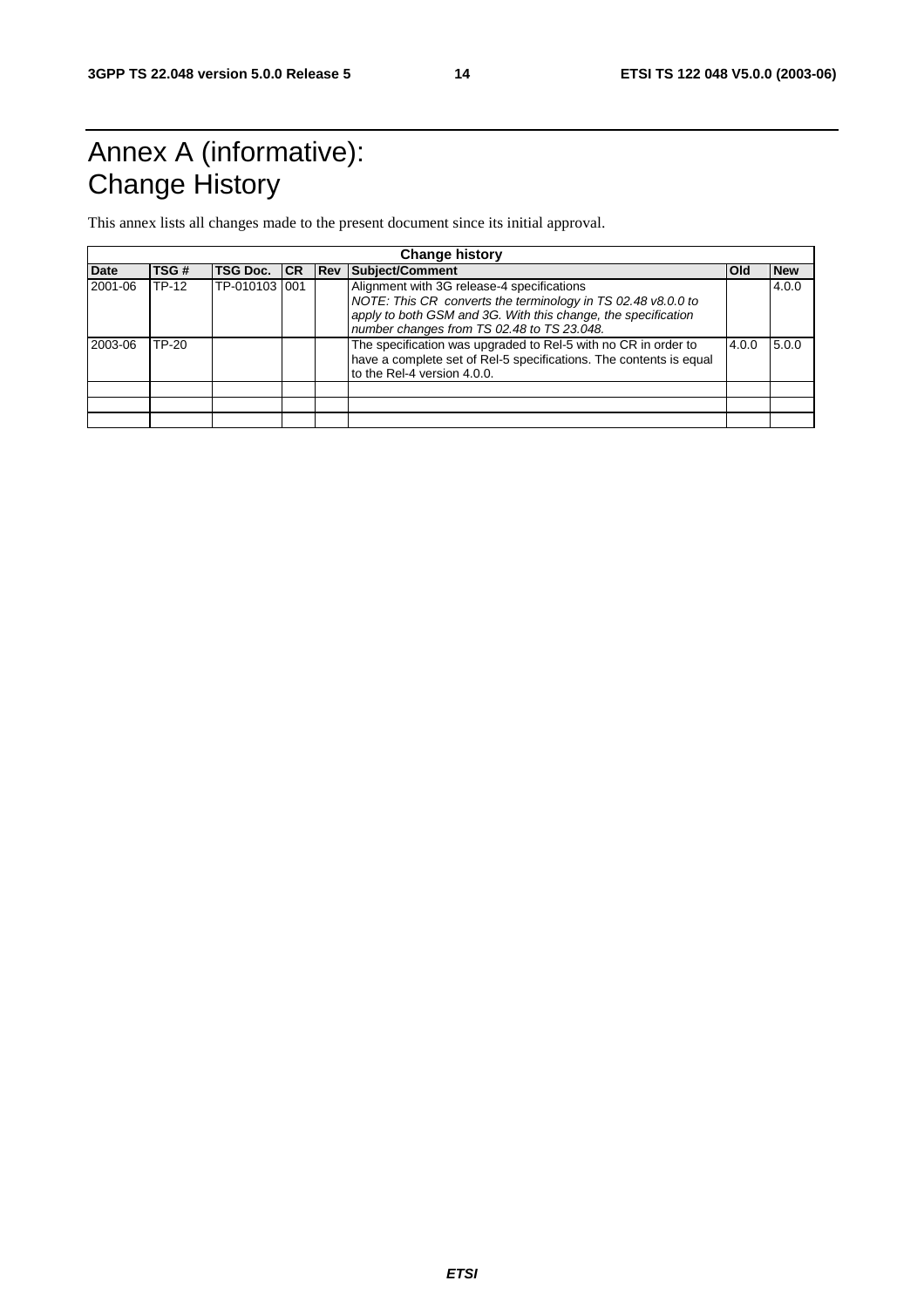# Annex A (informative): Change History

This annex lists all changes made to the present document since its initial approval.

| Change history | | | | | | | |
|---|---|---|---|---|---|---|---|
| **Date** | **TSG #** | **TSG Doc.** | **CR** | **Rev** | **Subject/Comment** | **Old** | **New** |
| 2001-06 | TP-12 | TP-010103 | 001 | | Alignment with 3G release-4 specifications *NOTE: This CR converts the terminology in TS 02.48 v8.0.0 to apply to both GSM and 3G. With this change, the specification number changes from TS 02.48 to TS 23.048.* | | 4.0.0 |
| 2003-06 | TP-20 | | | | The specification was upgraded to Rel-5 with no CR in order to have a complete set of Rel-5 specifications. The contents is equal to the Rel-4 version 4.0.0. | 4.0.0 | 5.0.0 |
| | | | | | | | |
| | | | | | | | |
| | | | | | | | |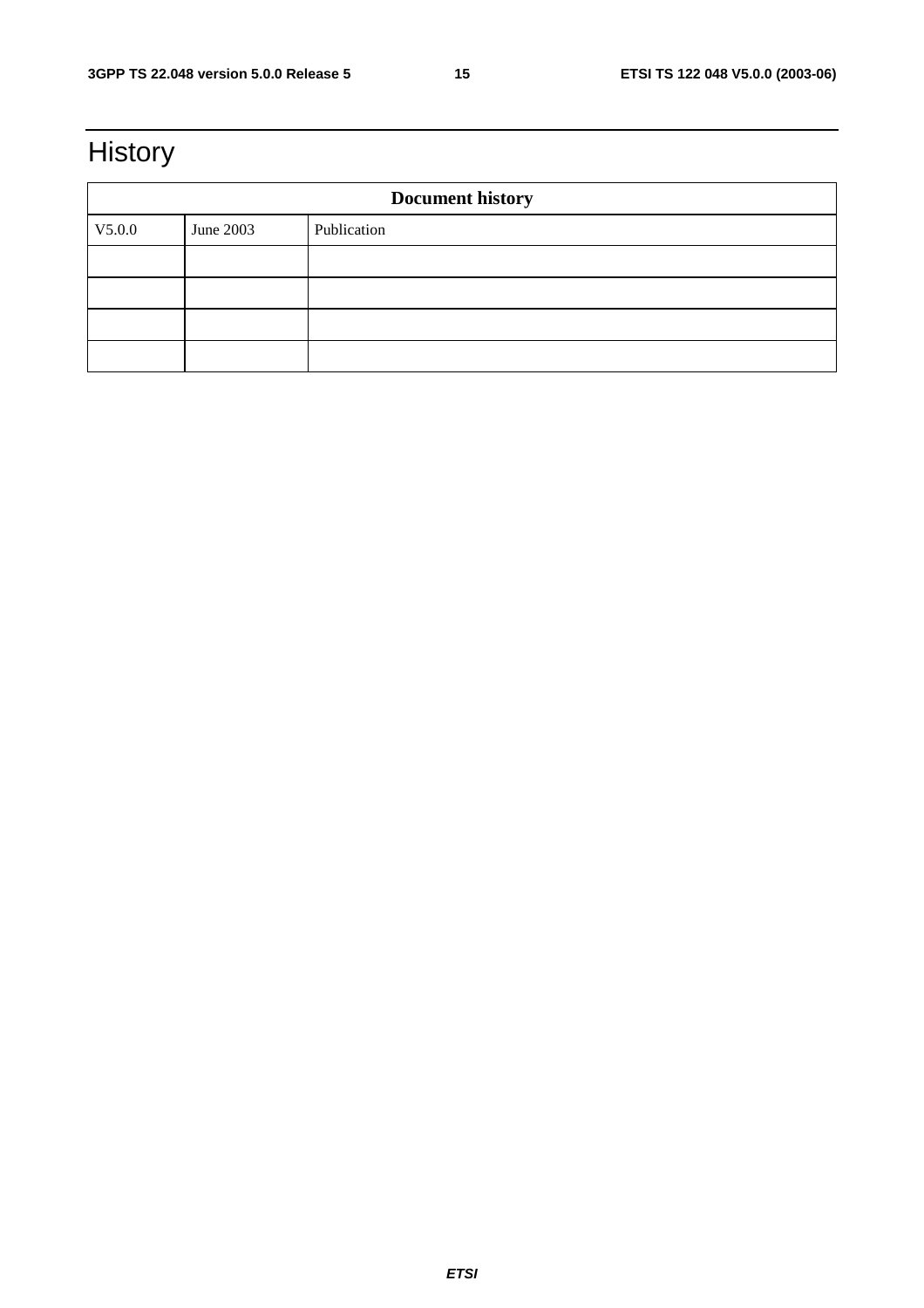# History

| Document history | | |
|---|---|---|
| V5.0.0 | June 2003 | Publication |
| | | |
| | | |
| | | |
| | | |